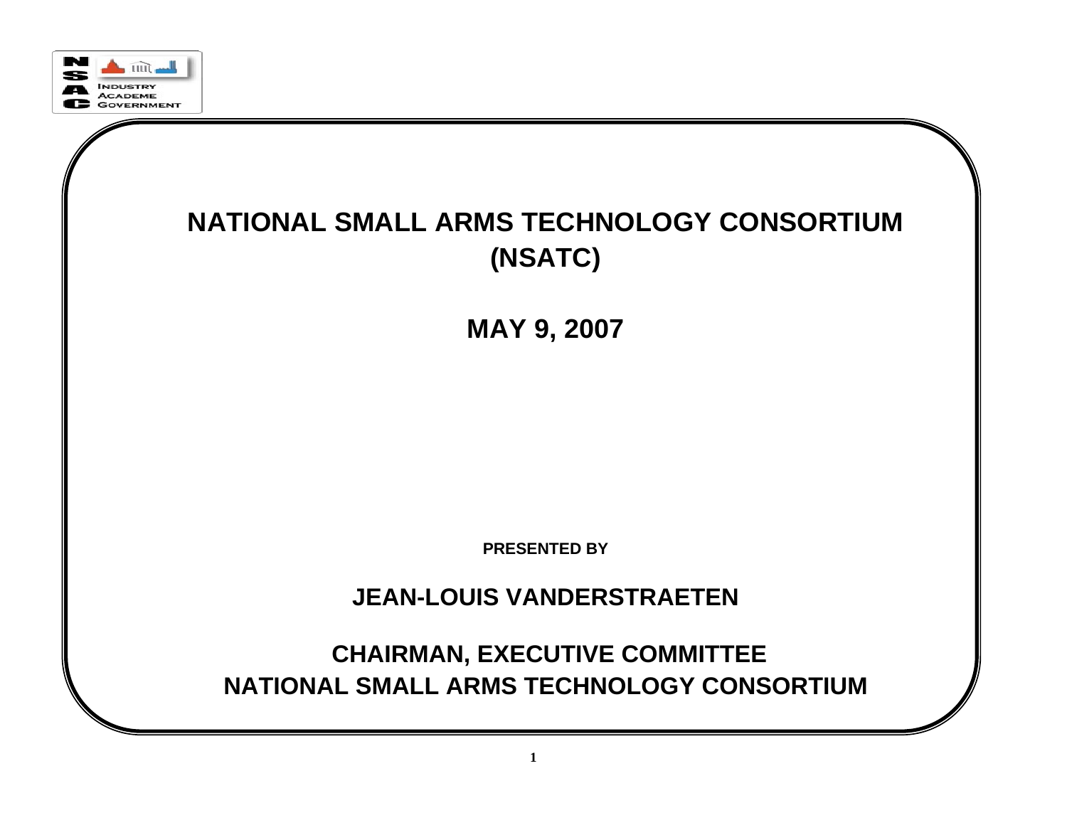# NATIONAL SMALL ARMS TECHNOLOGY CONSORTIUM (NSATC)

## MAY 9, 2007

**PRESENTED BY**

## JEAN-LOUIS VANDERSTRAETEN

## CHAIRMAN, EXECUTIVE COMMITTEE
## NATIONAL SMALL ARMS TECHNOLOGY CONSORTIUM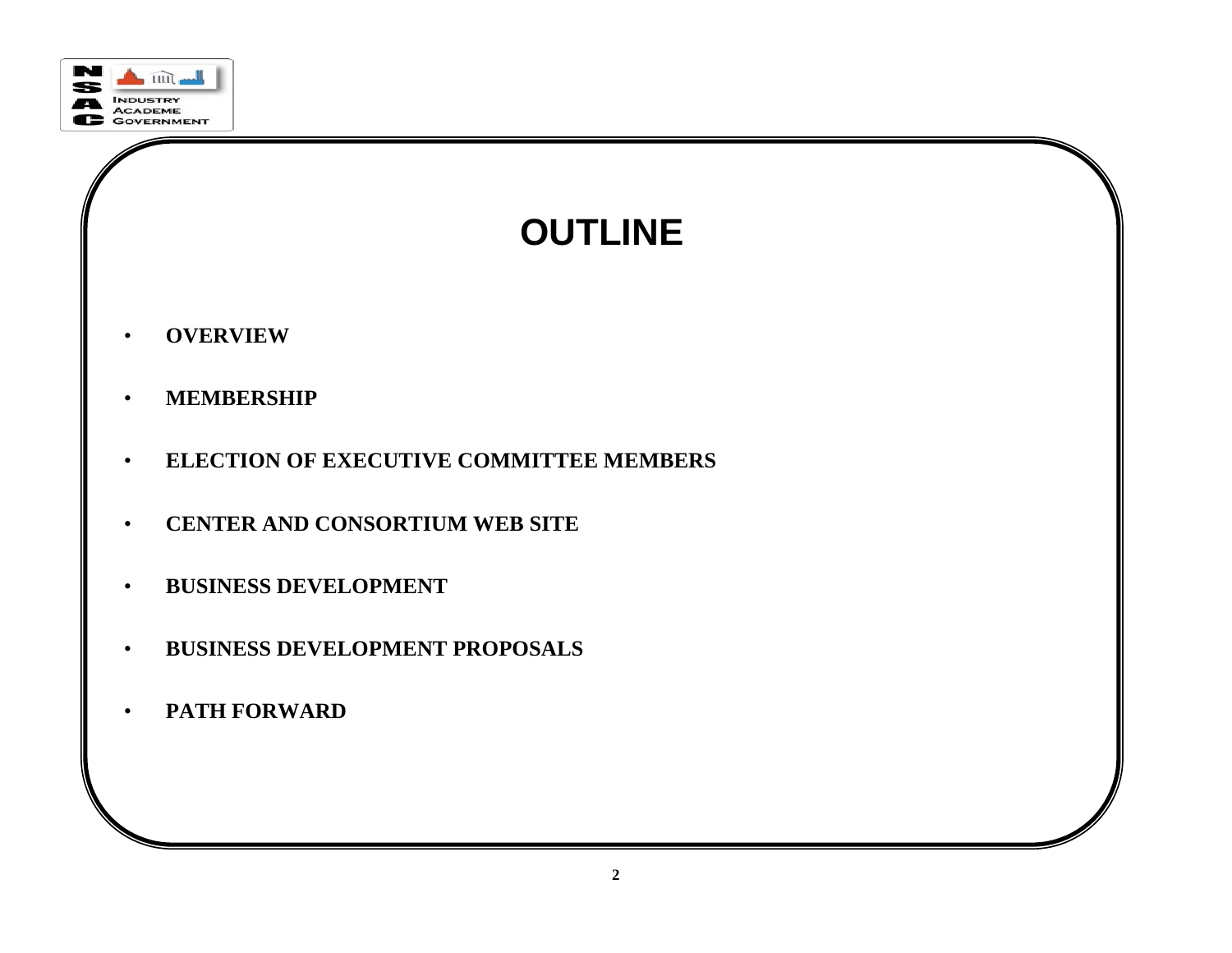# OUTLINE

- **OVERVIEW**
- **MEMBERSHIP**
- **ELECTION OF EXECUTIVE COMMITTEE MEMBERS**
- **CENTER AND CONSORTIUM WEB SITE**
- **BUSINESS DEVELOPMENT**
- **BUSINESS DEVELOPMENT PROPOSALS**
- **PATH FORWARD**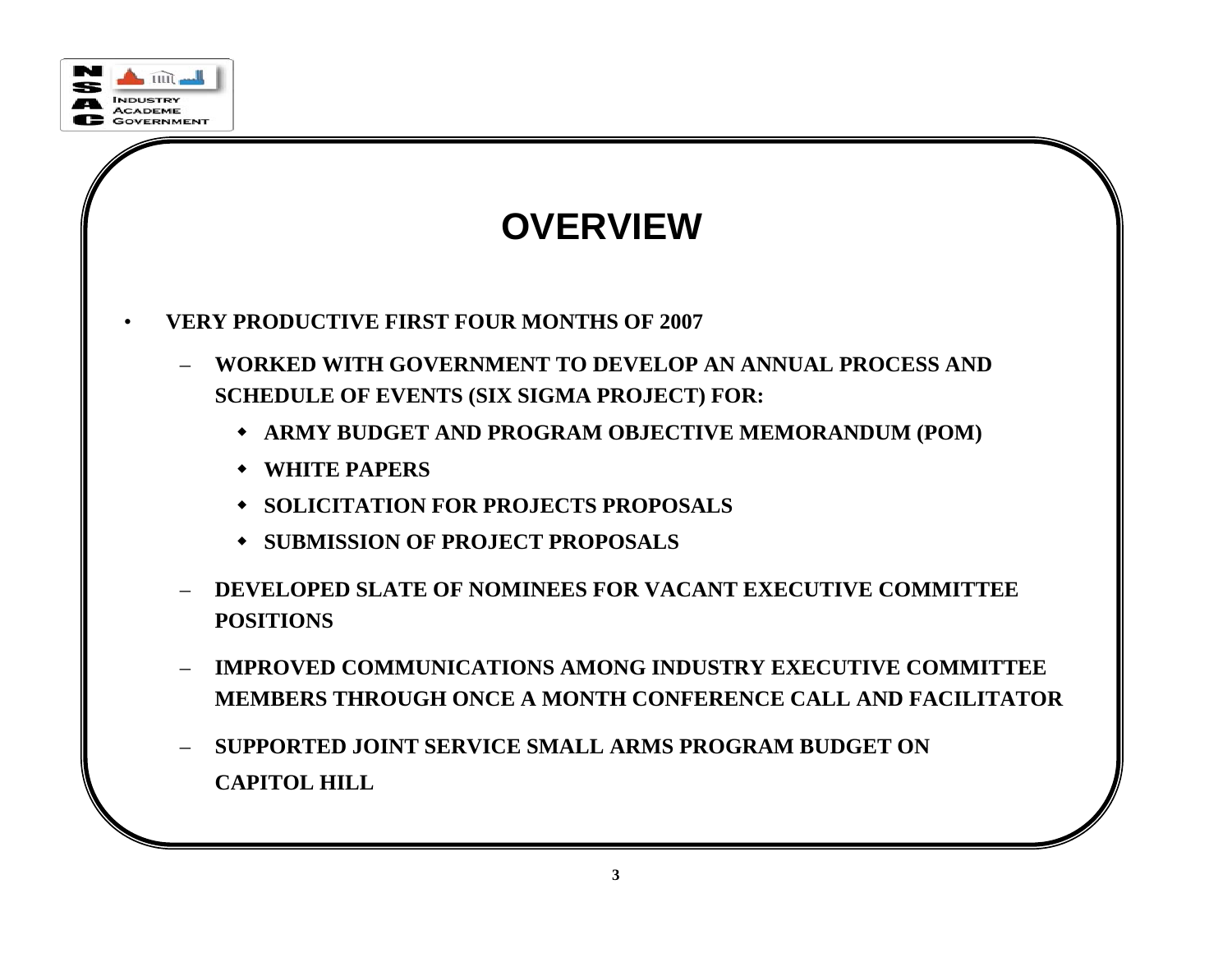# OVERVIEW

- **VERY PRODUCTIVE FIRST FOUR MONTHS OF 2007**
  - **WORKED WITH GOVERNMENT TO DEVELOP AN ANNUAL PROCESS AND SCHEDULE OF EVENTS (SIX SIGMA PROJECT) FOR:**
    - **ARMY BUDGET AND PROGRAM OBJECTIVE MEMORANDUM (POM)**
    - **WHITE PAPERS**
    - **SOLICITATION FOR PROJECTS PROPOSALS**
    - **SUBMISSION OF PROJECT PROPOSALS**
  - **DEVELOPED SLATE OF NOMINEES FOR VACANT EXECUTIVE COMMITTEE POSITIONS**
  - **IMPROVED COMMUNICATIONS AMONG INDUSTRY EXECUTIVE COMMITTEE MEMBERS THROUGH ONCE A MONTH CONFERENCE CALL AND FACILITATOR**
  - **SUPPORTED JOINT SERVICE SMALL ARMS PROGRAM BUDGET ON CAPITOL HILL**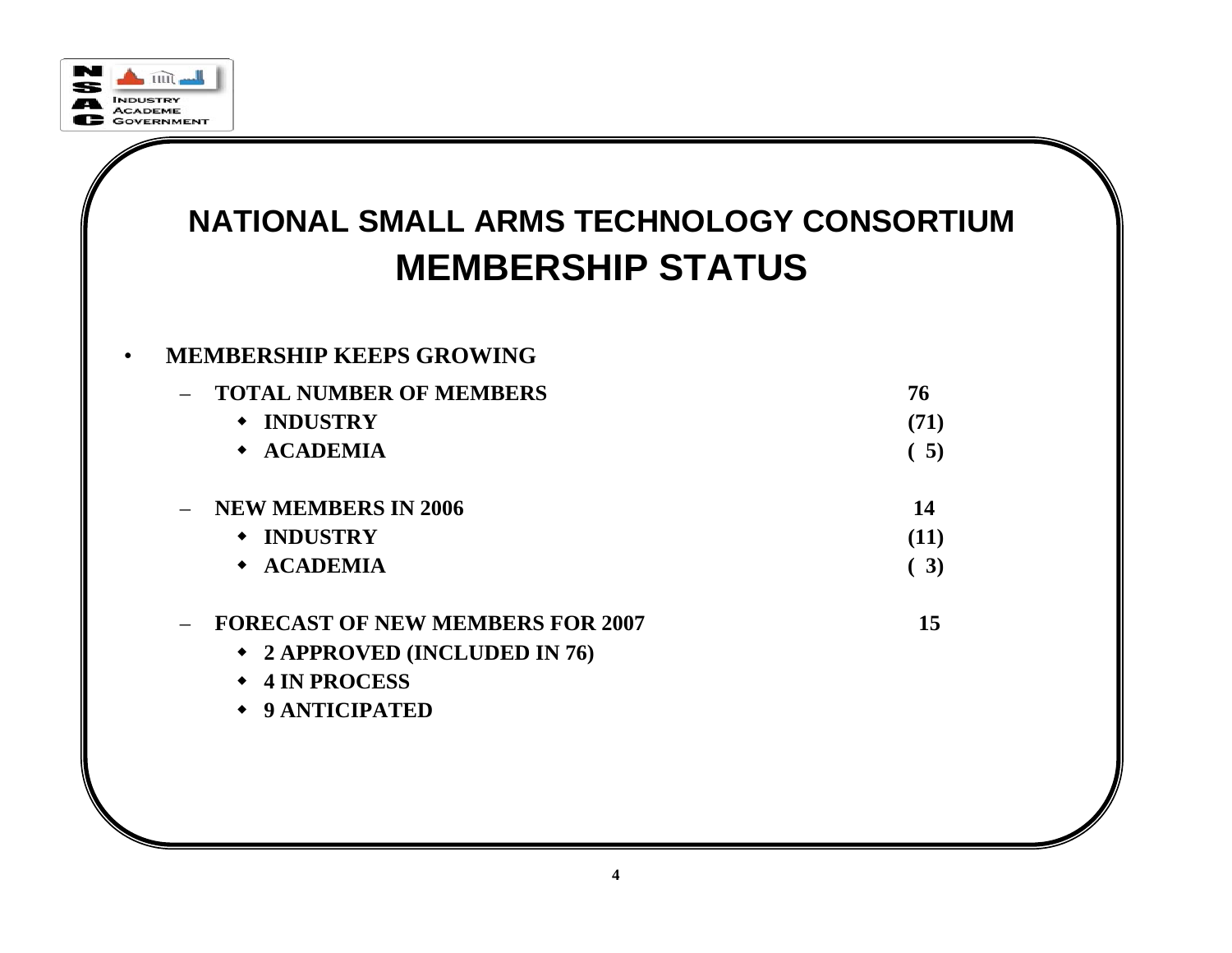# NATIONAL SMALL ARMS TECHNOLOGY CONSORTIUM
## MEMBERSHIP STATUS

- **MEMBERSHIP KEEPS GROWING**
  - **TOTAL NUMBER OF MEMBERS** **76**
    - **INDUSTRY** **(71)**
    - **ACADEMIA** **( 5)**
  - **NEW MEMBERS IN 2006** **14**
    - **INDUSTRY** **(11)**
    - **ACADEMIA** **( 3)**
  - **FORECAST OF NEW MEMBERS FOR 2007** **15**
    - **2 APPROVED (INCLUDED IN 76)**
    - **4 IN PROCESS**
    - **9 ANTICIPATED**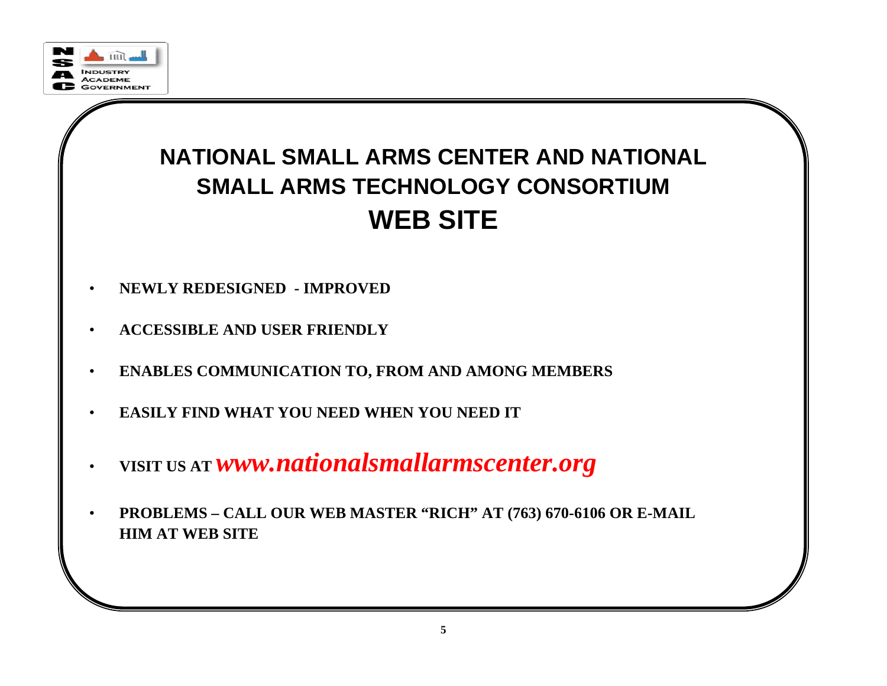# NATIONAL SMALL ARMS CENTER AND NATIONAL SMALL ARMS TECHNOLOGY CONSORTIUM WEB SITE

- **NEWLY REDESIGNED - IMPROVED**
- **ACCESSIBLE AND USER FRIENDLY**
- **ENABLES COMMUNICATION TO, FROM AND AMONG MEMBERS**
- **EASILY FIND WHAT YOU NEED WHEN YOU NEED IT**
- **VISIT US AT** ***www.nationalsmallarmscenter.org***
- **PROBLEMS – CALL OUR WEB MASTER "RICH" AT (763) 670-6106 OR E-MAIL HIM AT WEB SITE**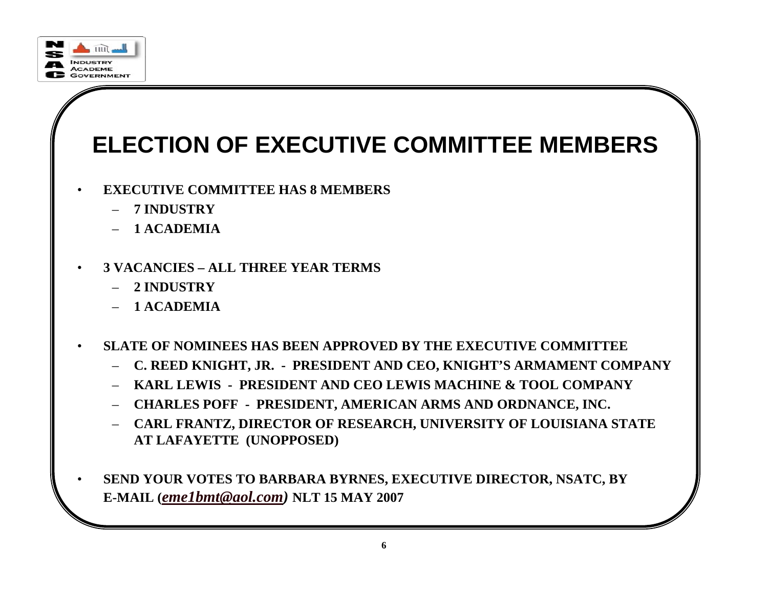# ELECTION OF EXECUTIVE COMMITTEE MEMBERS

- **EXECUTIVE COMMITTEE HAS 8 MEMBERS**
  - **7 INDUSTRY**
  - **1 ACADEMIA**

- **3 VACANCIES – ALL THREE YEAR TERMS**
  - **2 INDUSTRY**
  - **1 ACADEMIA**

- **SLATE OF NOMINEES HAS BEEN APPROVED BY THE EXECUTIVE COMMITTEE**
  - **C. REED KNIGHT, JR. - PRESIDENT AND CEO, KNIGHT'S ARMAMENT COMPANY**
  - **KARL LEWIS - PRESIDENT AND CEO LEWIS MACHINE & TOOL COMPANY**
  - **CHARLES POFF - PRESIDENT, AMERICAN ARMS AND ORDNANCE, INC.**
  - **CARL FRANTZ, DIRECTOR OF RESEARCH, UNIVERSITY OF LOUISIANA STATE AT LAFAYETTE (UNOPPOSED)**

- **SEND YOUR VOTES TO BARBARA BYRNES, EXECUTIVE DIRECTOR, NSATC, BY E-MAIL (*eme1bmt@aol.com*) NLT 15 MAY 2007**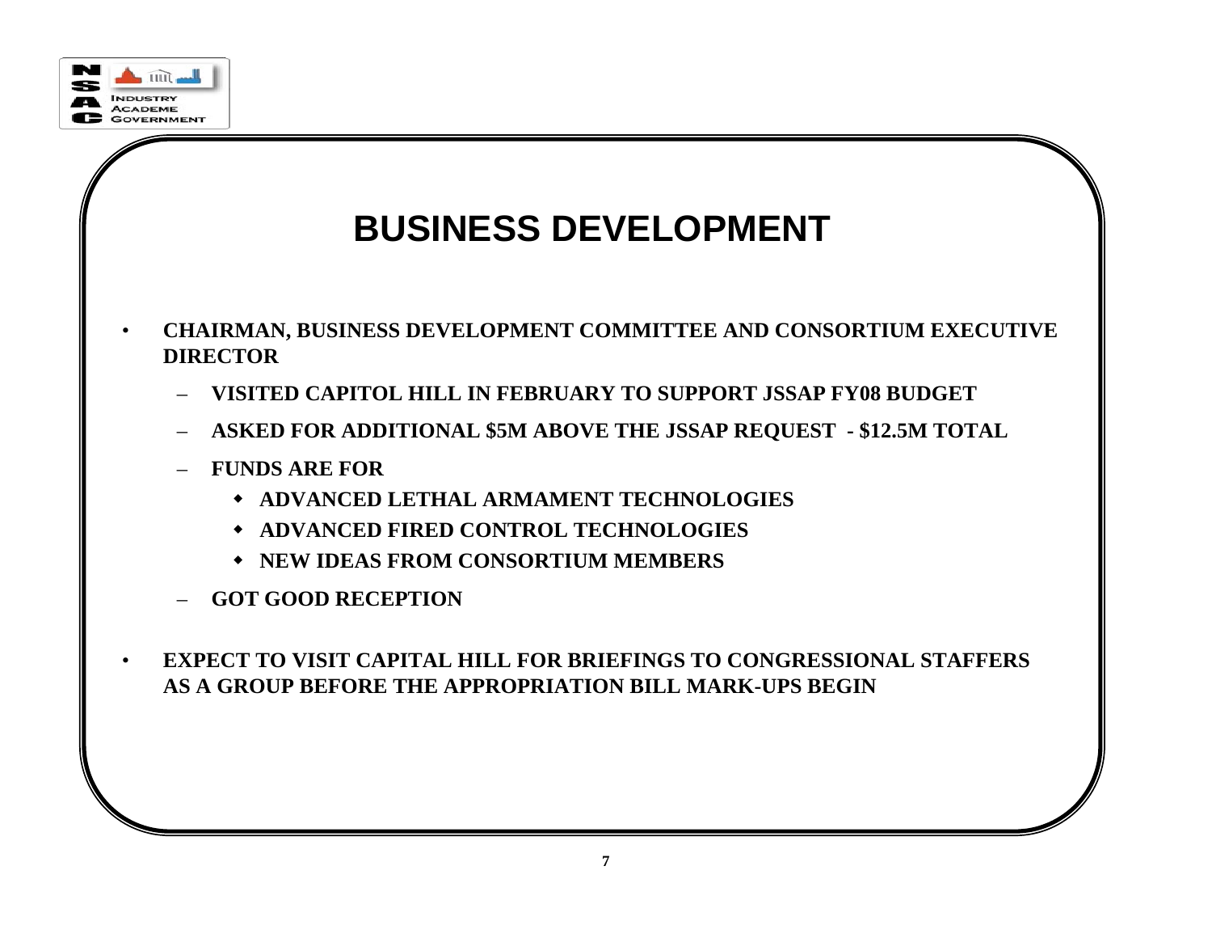# BUSINESS DEVELOPMENT

- **CHAIRMAN, BUSINESS DEVELOPMENT COMMITTEE AND CONSORTIUM EXECUTIVE DIRECTOR**
  - **VISITED CAPITOL HILL IN FEBRUARY TO SUPPORT JSSAP FY08 BUDGET**
  - **ASKED FOR ADDITIONAL $5M ABOVE THE JSSAP REQUEST - $12.5M TOTAL**
  - **FUNDS ARE FOR**
    - **ADVANCED LETHAL ARMAMENT TECHNOLOGIES**
    - **ADVANCED FIRED CONTROL TECHNOLOGIES**
    - **NEW IDEAS FROM CONSORTIUM MEMBERS**
  - **GOT GOOD RECEPTION**
- **EXPECT TO VISIT CAPITAL HILL FOR BRIEFINGS TO CONGRESSIONAL STAFFERS AS A GROUP BEFORE THE APPROPRIATION BILL MARK-UPS BEGIN**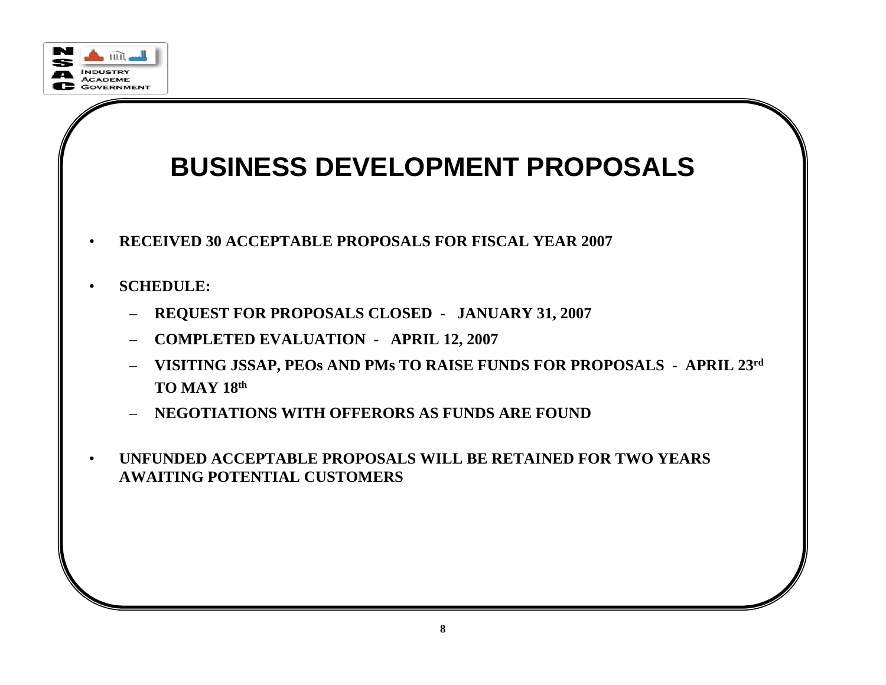# BUSINESS DEVELOPMENT PROPOSALS

- **RECEIVED 30 ACCEPTABLE PROPOSALS FOR FISCAL YEAR 2007**
- **SCHEDULE:**
  - **REQUEST FOR PROPOSALS CLOSED - JANUARY 31, 2007**
  - **COMPLETED EVALUATION - APRIL 12, 2007**
  - **VISITING JSSAP, PEOs AND PMs TO RAISE FUNDS FOR PROPOSALS - APRIL 23rd TO MAY 18th**
  - **NEGOTIATIONS WITH OFFERORS AS FUNDS ARE FOUND**
- **UNFUNDED ACCEPTABLE PROPOSALS WILL BE RETAINED FOR TWO YEARS AWAITING POTENTIAL CUSTOMERS**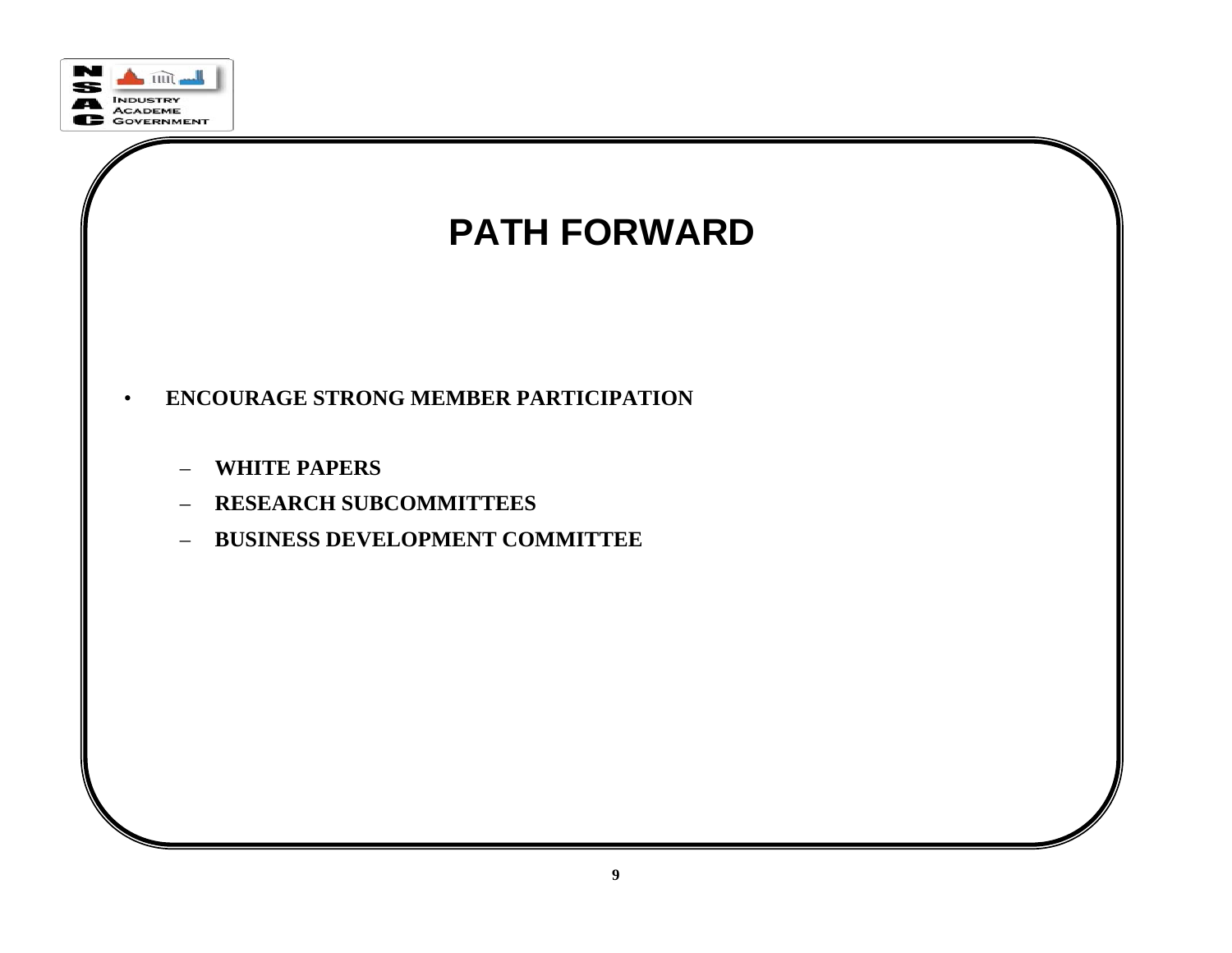# PATH FORWARD

- **ENCOURAGE STRONG MEMBER PARTICIPATION**
  - **WHITE PAPERS**
  - **RESEARCH SUBCOMMITTEES**
  - **BUSINESS DEVELOPMENT COMMITTEE**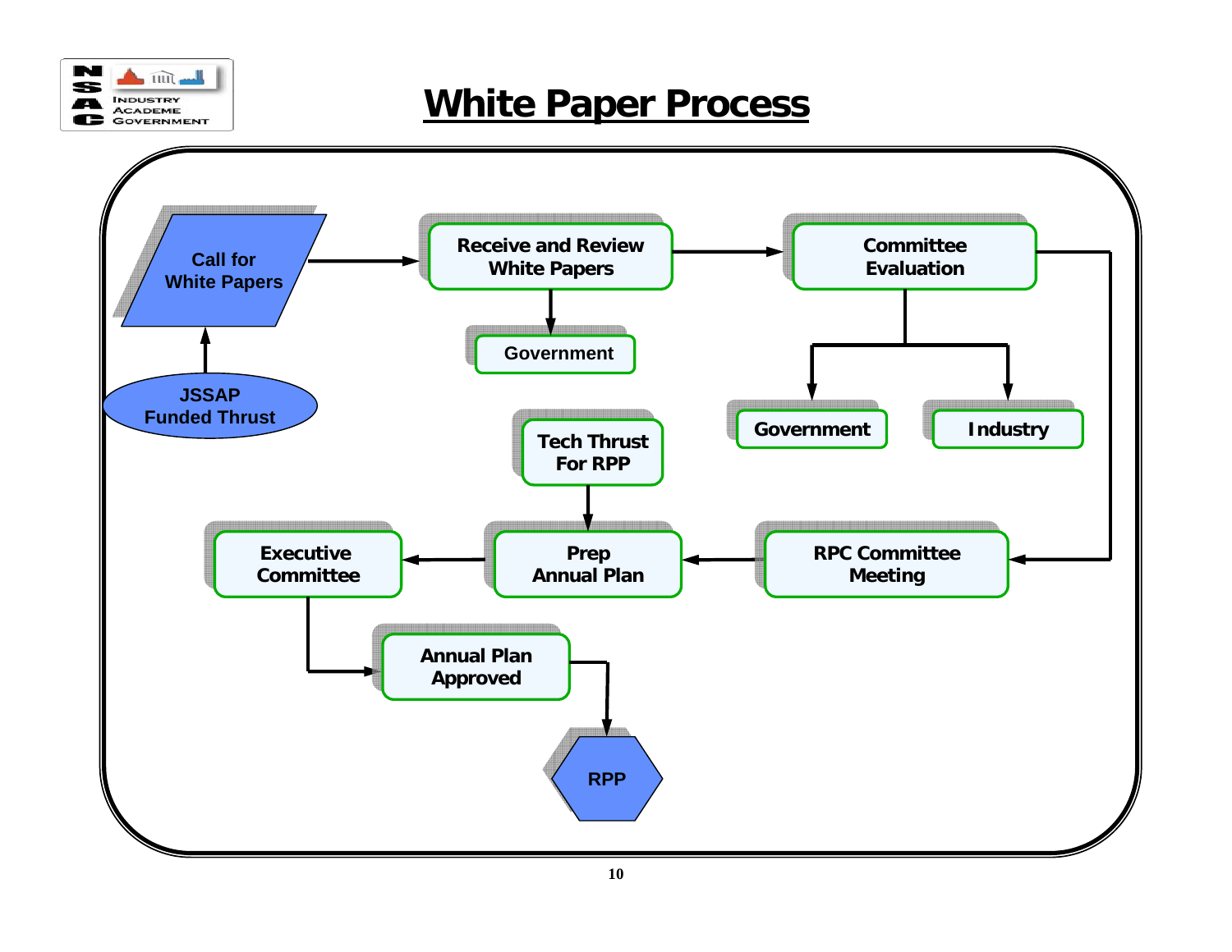# White Paper Process

Call for White Papers

JSSAP Funded Thrust

Receive and Review White Papers

Government

Committee Evaluation

Government

Industry

Tech Thrust For RPP

Executive Committee

Prep Annual Plan

RPC Committee Meeting

Annual Plan Approved

RPP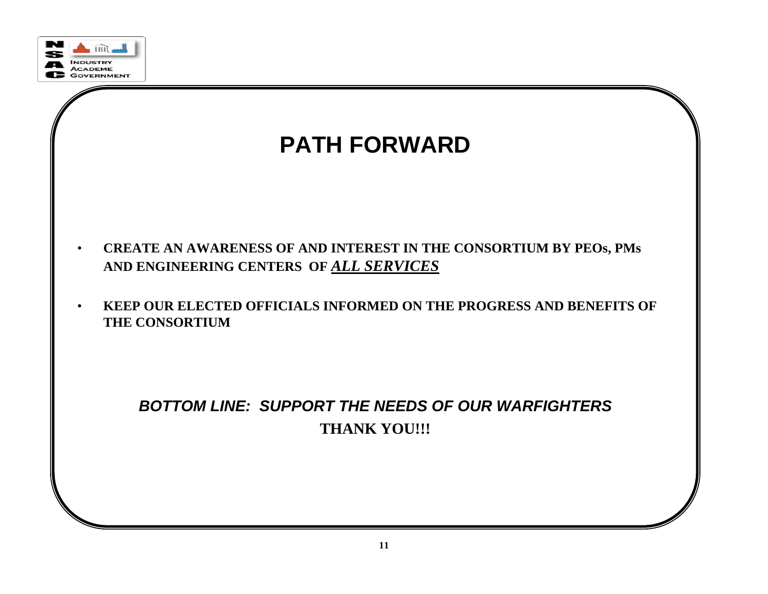# PATH FORWARD

- **CREATE AN AWARENESS OF AND INTEREST IN THE CONSORTIUM BY PEOs, PMs AND ENGINEERING CENTERS OF *ALL SERVICES***
- **KEEP OUR ELECTED OFFICIALS INFORMED ON THE PROGRESS AND BENEFITS OF THE CONSORTIUM**

***BOTTOM LINE: SUPPORT THE NEEDS OF OUR WARFIGHTERS***

**THANK YOU!!!**